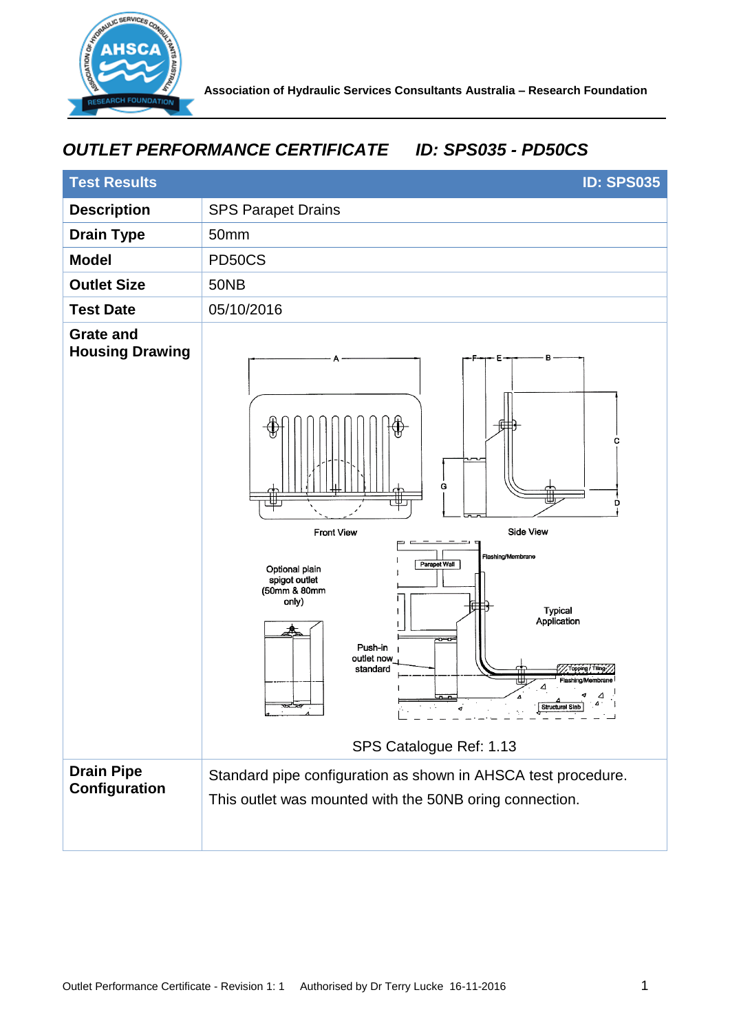Association of Hydraulic Services Consultants Australia – Research Foundation

# *OUTLET PERFORMANCE CERTIFICATE ID: SPS035 - PD50CS*

| Test Results | ID: SPS035 |
|---|---|
| **Description** | SPS Parapet Drains |
| **Drain Type** | 50mm |
| **Model** | PD50CS |
| **Outlet Size** | 50NB |
| **Test Date** | 05/10/2016 |
| **Grate and Housing Drawing** | Front View; Side View; Optional plain spigot outlet (50mm & 80mm only); Push-in outlet now standard; Typical Application; Parapet Wall; Flashing/Membrane; Topping / Tiling; Structural Slab. SPS Catalogue Ref: 1.13 |
| **Drain Pipe Configuration** | Standard pipe configuration as shown in AHSCA test procedure. This outlet was mounted with the 50NB oring connection. |

Outlet Performance Certificate - Revision 1: 1 Authorised by Dr Terry Lucke 16-11-2016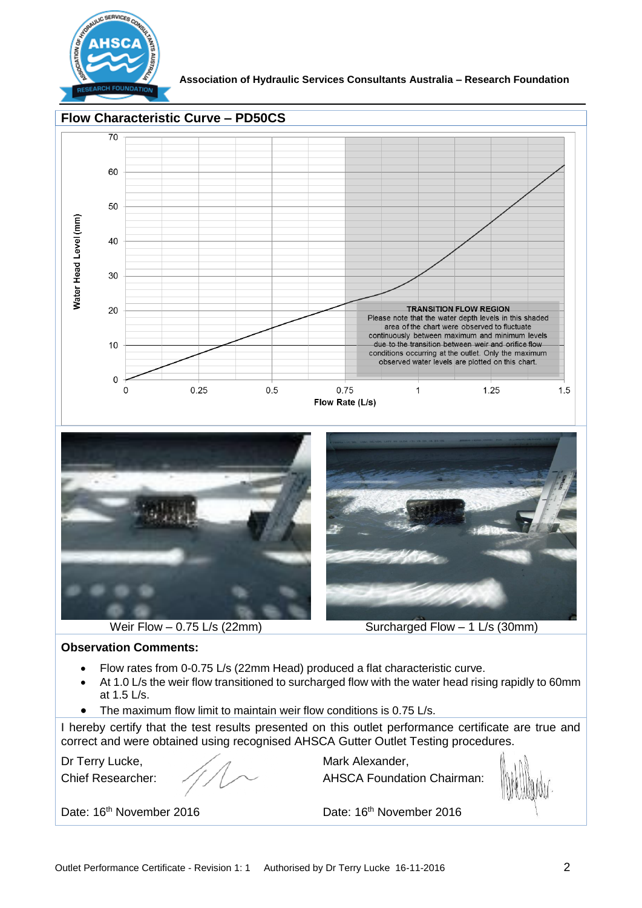Association of Hydraulic Services Consultants Australia – Research Foundation

## Flow Characteristic Curve – PD50CS

Water Head Level (mm)

70
60
50
40
30
20
10
0

0
0.25
0.5
0.75
1
1.25
1.5

Flow Rate (L/s)

TRANSITION FLOW REGION
Please note that the water depth levels in this shaded area of the chart were observed to fluctuate continuously between maximum and minimum levels due to the transition between weir and orifice flow conditions occurring at the outlet. Only the maximum observed water levels are plotted on this chart.

Weir Flow – 0.75 L/s (22mm)

Surcharged Flow – 1 L/s (30mm)

**Observation Comments:**

- Flow rates from 0-0.75 L/s (22mm Head) produced a flat characteristic curve.
- At 1.0 L/s the weir flow transitioned to surcharged flow with the water head rising rapidly to 60mm at 1.5 L/s.
- The maximum flow limit to maintain weir flow conditions is 0.75 L/s.

I hereby certify that the test results presented on this outlet performance certificate are true and correct and were obtained using recognised AHSCA Gutter Outlet Testing procedures.

Dr Terry Lucke,
Chief Researcher:

Date: 16th November 2016

Mark Alexander,
AHSCA Foundation Chairman:

Date: 16th November 2016

Outlet Performance Certificate - Revision 1: 1 Authorised by Dr Terry Lucke 16-11-2016